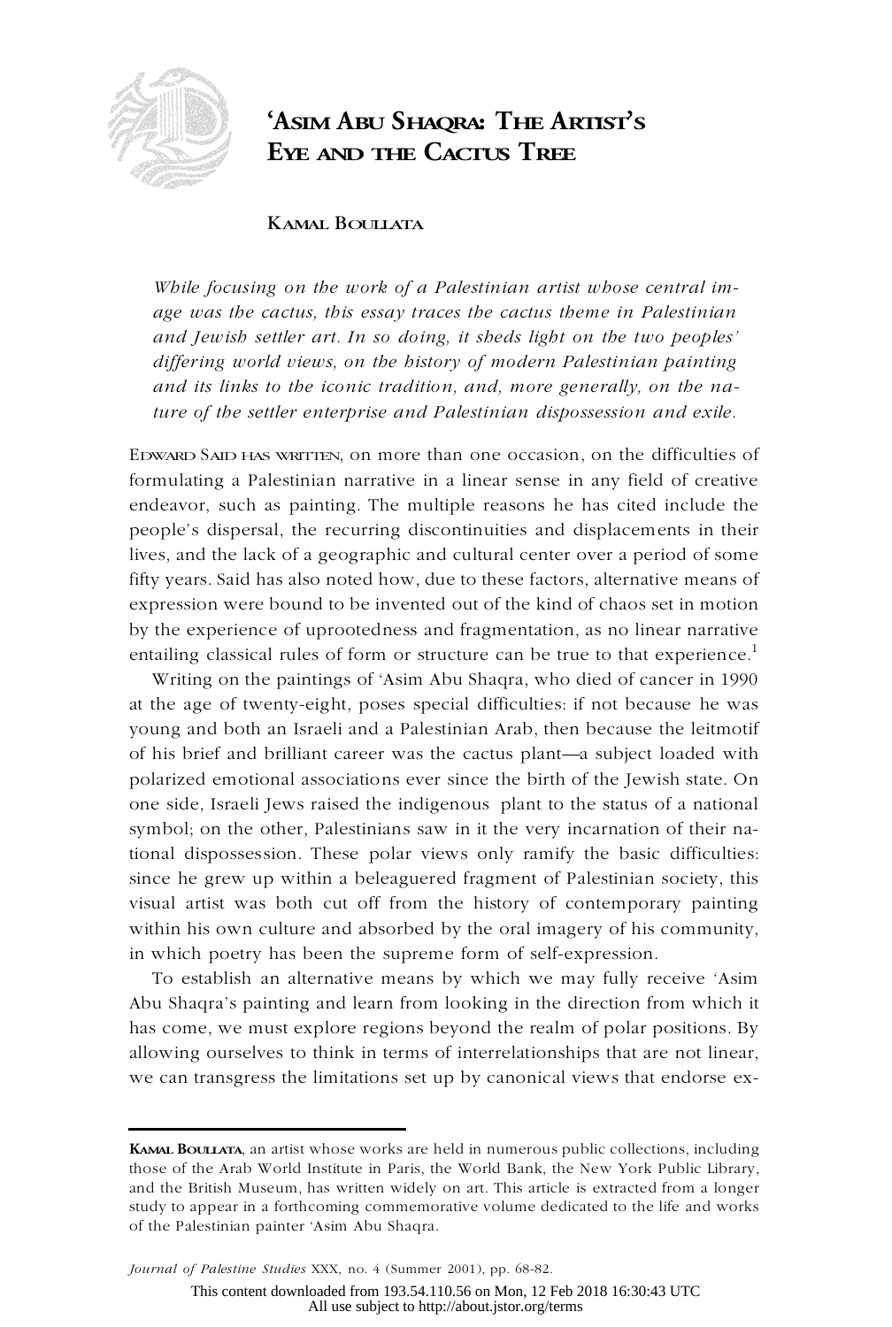# 'Asim Abu Shaqra: The Artist's Eye and the Cactus Tree

Kamal Boullata

*While focusing on the work of a Palestinian artist whose central image was the cactus, this essay traces the cactus theme in Palestinian and Jewish settler art. In so doing, it sheds light on the two peoples' differing world views, on the history of modern Palestinian painting and its links to the iconic tradition, and, more generally, on the nature of the settler enterprise and Palestinian dispossession and exile.*

Edward Said has written, on more than one occasion, on the difficulties of formulating a Palestinian narrative in a linear sense in any field of creative endeavor, such as painting. The multiple reasons he has cited include the people's dispersal, the recurring discontinuities and displacements in their lives, and the lack of a geographic and cultural center over a period of some fifty years. Said has also noted how, due to these factors, alternative means of expression were bound to be invented out of the kind of chaos set in motion by the experience of uprootedness and fragmentation, as no linear narrative entailing classical rules of form or structure can be true to that experience.[1]

Writing on the paintings of 'Asim Abu Shaqra, who died of cancer in 1990 at the age of twenty-eight, poses special difficulties: if not because he was young and both an Israeli and a Palestinian Arab, then because the leitmotif of his brief and brilliant career was the cactus plant—a subject loaded with polarized emotional associations ever since the birth of the Jewish state. On one side, Israeli Jews raised the indigenous plant to the status of a national symbol; on the other, Palestinians saw in it the very incarnation of their national dispossession. These polar views only ramify the basic difficulties: since he grew up within a beleaguered fragment of Palestinian society, this visual artist was both cut off from the history of contemporary painting within his own culture and absorbed by the oral imagery of his community, in which poetry has been the supreme form of self-expression.

To establish an alternative means by which we may fully receive 'Asim Abu Shaqra's painting and learn from looking in the direction from which it has come, we must explore regions beyond the realm of polar positions. By allowing ourselves to think in terms of interrelationships that are not linear, we can transgress the limitations set up by canonical views that endorse ex-

---

**Kamal Boullata**, an artist whose works are held in numerous public collections, including those of the Arab World Institute in Paris, the World Bank, the New York Public Library, and the British Museum, has written widely on art. This article is extracted from a longer study to appear in a forthcoming commemorative volume dedicated to the life and works of the Palestinian painter 'Asim Abu Shaqra.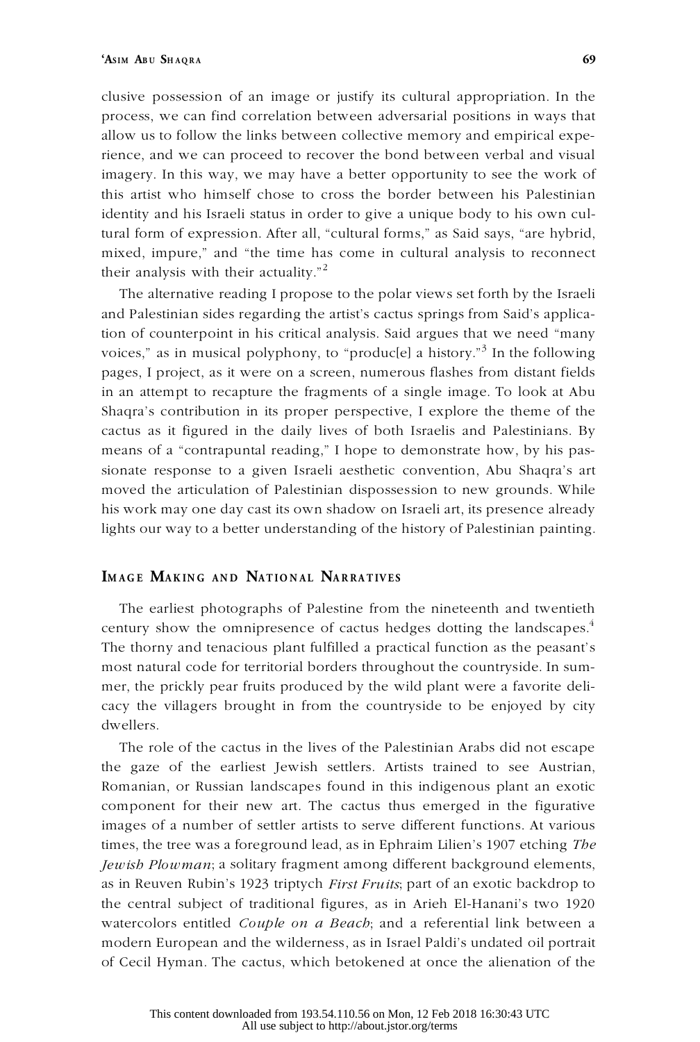clusive possession of an image or justify its cultural appropriation. In the process, we can find correlation between adversarial positions in ways that allow us to follow the links between collective memory and empirical experience, and we can proceed to recover the bond between verbal and visual imagery. In this way, we may have a better opportunity to see the work of this artist who himself chose to cross the border between his Palestinian identity and his Israeli status in order to give a unique body to his own cultural form of expression. After all, "cultural forms," as Said says, "are hybrid, mixed, impure," and "the time has come in cultural analysis to reconnect their analysis with their actuality."[2]

The alternative reading I propose to the polar views set forth by the Israeli and Palestinian sides regarding the artist's cactus springs from Said's application of counterpoint in his critical analysis. Said argues that we need "many voices," as in musical polyphony, to "produc[e] a history."[3] In the following pages, I project, as it were on a screen, numerous flashes from distant fields in an attempt to recapture the fragments of a single image. To look at Abu Shaqra's contribution in its proper perspective, I explore the theme of the cactus as it figured in the daily lives of both Israelis and Palestinians. By means of a "contrapuntal reading," I hope to demonstrate how, by his passionate response to a given Israeli aesthetic convention, Abu Shaqra's art moved the articulation of Palestinian dispossession to new grounds. While his work may one day cast its own shadow on Israeli art, its presence already lights our way to a better understanding of the history of Palestinian painting.

## Image Making and National Narratives

The earliest photographs of Palestine from the nineteenth and twentieth century show the omnipresence of cactus hedges dotting the landscapes.[4] The thorny and tenacious plant fulfilled a practical function as the peasant's most natural code for territorial borders throughout the countryside. In summer, the prickly pear fruits produced by the wild plant were a favorite delicacy the villagers brought in from the countryside to be enjoyed by city dwellers.

The role of the cactus in the lives of the Palestinian Arabs did not escape the gaze of the earliest Jewish settlers. Artists trained to see Austrian, Romanian, or Russian landscapes found in this indigenous plant an exotic component for their new art. The cactus thus emerged in the figurative images of a number of settler artists to serve different functions. At various times, the tree was a foreground lead, as in Ephraim Lilien's 1907 etching *The Jewish Plowman*; a solitary fragment among different background elements, as in Reuven Rubin's 1923 triptych *First Fruits*; part of an exotic backdrop to the central subject of traditional figures, as in Arieh El-Hanani's two 1920 watercolors entitled *Couple on a Beach*; and a referential link between a modern European and the wilderness, as in Israel Paldi's undated oil portrait of Cecil Hyman. The cactus, which betokened at once the alienation of the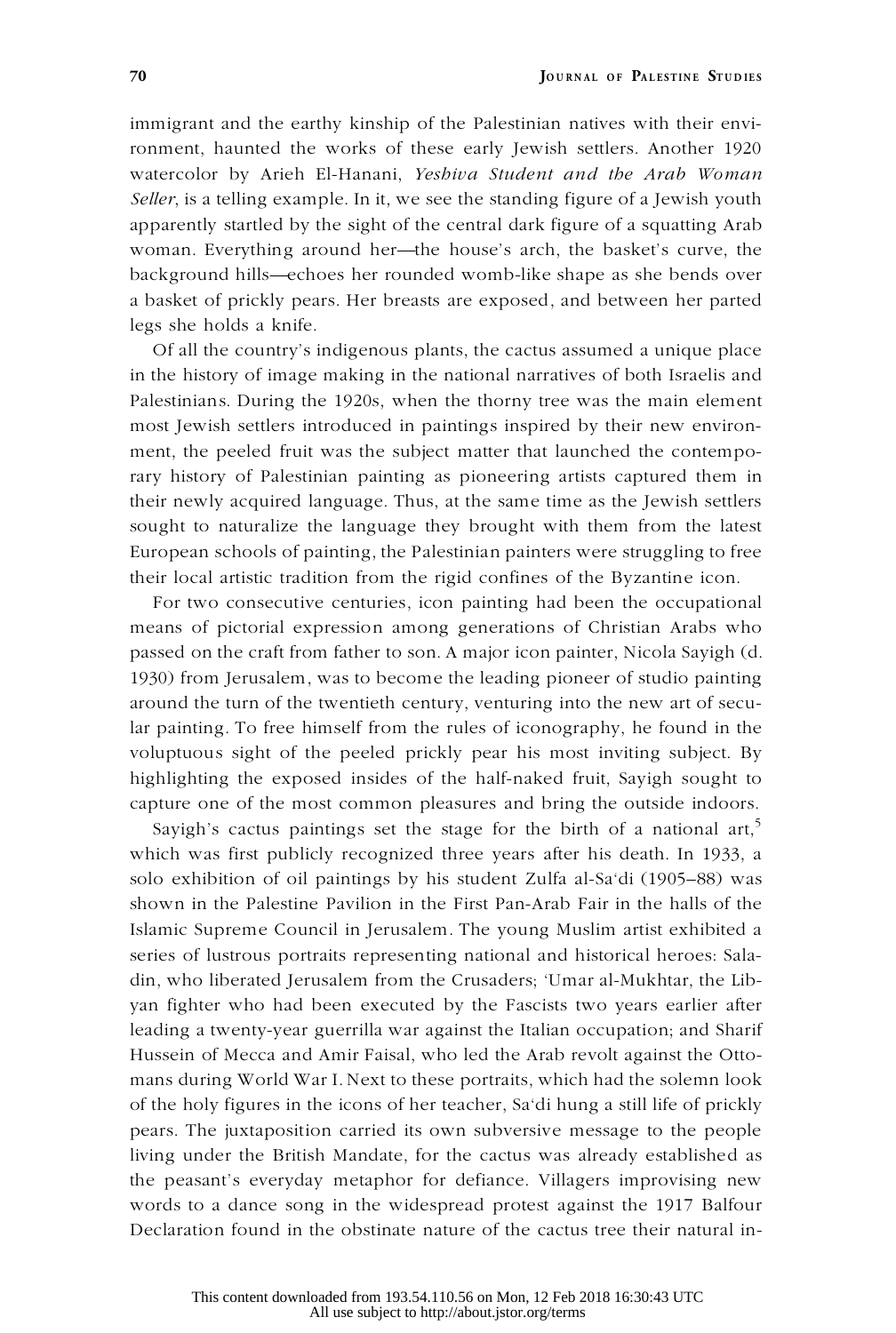immigrant and the earthy kinship of the Palestinian natives with their environment, haunted the works of these early Jewish settlers. Another 1920 watercolor by Arieh El-Hanani, *Yeshiva Student and the Arab Woman Seller*, is a telling example. In it, we see the standing figure of a Jewish youth apparently startled by the sight of the central dark figure of a squatting Arab woman. Everything around her—the house's arch, the basket's curve, the background hills—echoes her rounded womb-like shape as she bends over a basket of prickly pears. Her breasts are exposed, and between her parted legs she holds a knife.

Of all the country's indigenous plants, the cactus assumed a unique place in the history of image making in the national narratives of both Israelis and Palestinians. During the 1920s, when the thorny tree was the main element most Jewish settlers introduced in paintings inspired by their new environment, the peeled fruit was the subject matter that launched the contemporary history of Palestinian painting as pioneering artists captured them in their newly acquired language. Thus, at the same time as the Jewish settlers sought to naturalize the language they brought with them from the latest European schools of painting, the Palestinian painters were struggling to free their local artistic tradition from the rigid confines of the Byzantine icon.

For two consecutive centuries, icon painting had been the occupational means of pictorial expression among generations of Christian Arabs who passed on the craft from father to son. A major icon painter, Nicola Sayigh (d. 1930) from Jerusalem, was to become the leading pioneer of studio painting around the turn of the twentieth century, venturing into the new art of secular painting. To free himself from the rules of iconography, he found in the voluptuous sight of the peeled prickly pear his most inviting subject. By highlighting the exposed insides of the half-naked fruit, Sayigh sought to capture one of the most common pleasures and bring the outside indoors.

Sayigh's cactus paintings set the stage for the birth of a national art,[5] which was first publicly recognized three years after his death. In 1933, a solo exhibition of oil paintings by his student Zulfa al-Sa'di (1905–88) was shown in the Palestine Pavilion in the First Pan-Arab Fair in the halls of the Islamic Supreme Council in Jerusalem. The young Muslim artist exhibited a series of lustrous portraits representing national and historical heroes: Saladin, who liberated Jerusalem from the Crusaders; 'Umar al-Mukhtar, the Libyan fighter who had been executed by the Fascists two years earlier after leading a twenty-year guerrilla war against the Italian occupation; and Sharif Hussein of Mecca and Amir Faisal, who led the Arab revolt against the Ottomans during World War I. Next to these portraits, which had the solemn look of the holy figures in the icons of her teacher, Sa'di hung a still life of prickly pears. The juxtaposition carried its own subversive message to the people living under the British Mandate, for the cactus was already established as the peasant's everyday metaphor for defiance. Villagers improvising new words to a dance song in the widespread protest against the 1917 Balfour Declaration found in the obstinate nature of the cactus tree their natural in-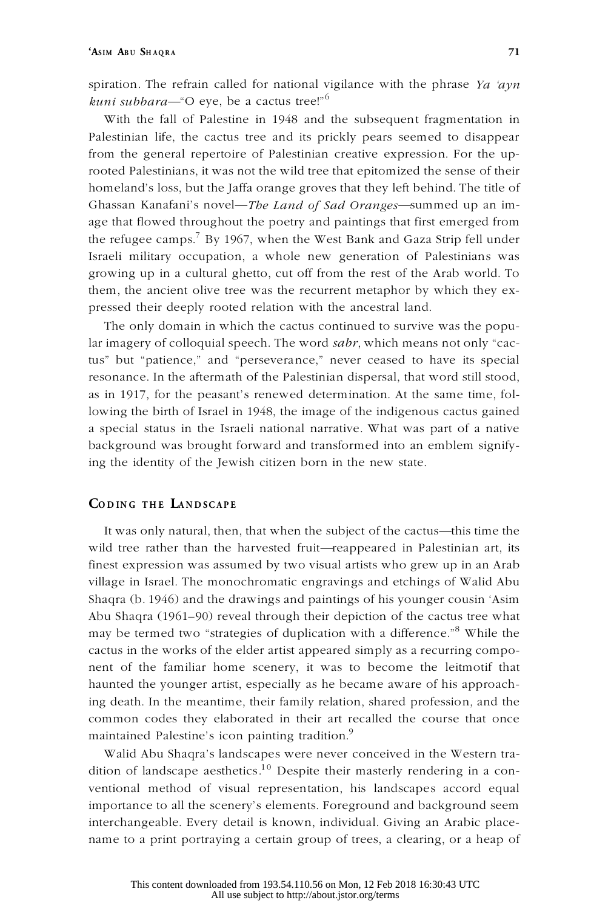spiration. The refrain called for national vigilance with the phrase *Ya 'ayn kuni subbara*—"O eye, be a cactus tree!"[6]

With the fall of Palestine in 1948 and the subsequent fragmentation in Palestinian life, the cactus tree and its prickly pears seemed to disappear from the general repertoire of Palestinian creative expression. For the uprooted Palestinians, it was not the wild tree that epitomized the sense of their homeland's loss, but the Jaffa orange groves that they left behind. The title of Ghassan Kanafani's novel—*The Land of Sad Oranges*—summed up an image that flowed throughout the poetry and paintings that first emerged from the refugee camps.[7] By 1967, when the West Bank and Gaza Strip fell under Israeli military occupation, a whole new generation of Palestinians was growing up in a cultural ghetto, cut off from the rest of the Arab world. To them, the ancient olive tree was the recurrent metaphor by which they expressed their deeply rooted relation with the ancestral land.

The only domain in which the cactus continued to survive was the popular imagery of colloquial speech. The word *sabr*, which means not only "cactus" but "patience," and "perseverance," never ceased to have its special resonance. In the aftermath of the Palestinian dispersal, that word still stood, as in 1917, for the peasant's renewed determination. At the same time, following the birth of Israel in 1948, the image of the indigenous cactus gained a special status in the Israeli national narrative. What was part of a native background was brought forward and transformed into an emblem signifying the identity of the Jewish citizen born in the new state.

## Coding the Landscape

It was only natural, then, that when the subject of the cactus—this time the wild tree rather than the harvested fruit—reappeared in Palestinian art, its finest expression was assumed by two visual artists who grew up in an Arab village in Israel. The monochromatic engravings and etchings of Walid Abu Shaqra (b. 1946) and the drawings and paintings of his younger cousin 'Asim Abu Shaqra (1961–90) reveal through their depiction of the cactus tree what may be termed two "strategies of duplication with a difference."[8] While the cactus in the works of the elder artist appeared simply as a recurring component of the familiar home scenery, it was to become the leitmotif that haunted the younger artist, especially as he became aware of his approaching death. In the meantime, their family relation, shared profession, and the common codes they elaborated in their art recalled the course that once maintained Palestine's icon painting tradition.[9]

Walid Abu Shaqra's landscapes were never conceived in the Western tradition of landscape aesthetics.[10] Despite their masterly rendering in a conventional method of visual representation, his landscapes accord equal importance to all the scenery's elements. Foreground and background seem interchangeable. Every detail is known, individual. Giving an Arabic place-name to a print portraying a certain group of trees, a clearing, or a heap of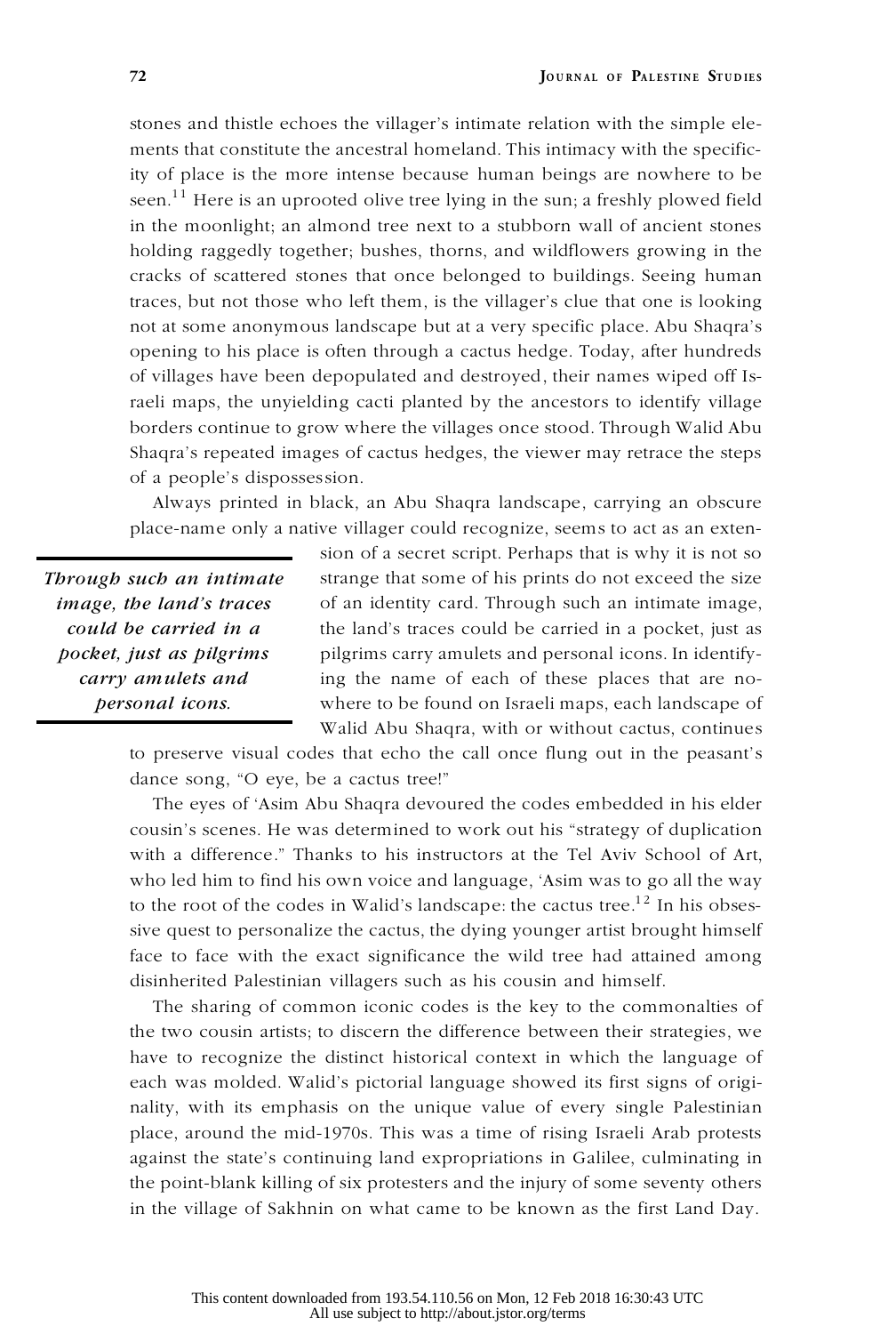stones and thistle echoes the villager's intimate relation with the simple elements that constitute the ancestral homeland. This intimacy with the specificity of place is the more intense because human beings are nowhere to be seen.[11] Here is an uprooted olive tree lying in the sun; a freshly plowed field in the moonlight; an almond tree next to a stubborn wall of ancient stones holding raggedly together; bushes, thorns, and wildflowers growing in the cracks of scattered stones that once belonged to buildings. Seeing human traces, but not those who left them, is the villager's clue that one is looking not at some anonymous landscape but at a very specific place. Abu Shaqra's opening to his place is often through a cactus hedge. Today, after hundreds of villages have been depopulated and destroyed, their names wiped off Israeli maps, the unyielding cacti planted by the ancestors to identify village borders continue to grow where the villages once stood. Through Walid Abu Shaqra's repeated images of cactus hedges, the viewer may retrace the steps of a people's dispossession.

Always printed in black, an Abu Shaqra landscape, carrying an obscure place-name only a native villager could recognize, seems to act as an extension of a secret script. Perhaps that is why it is not so strange that some of his prints do not exceed the size of an identity card. Through such an intimate image, the land's traces could be carried in a pocket, just as pilgrims carry amulets and personal icons. In identifying the name of each of these places that are nowhere to be found on Israeli maps, each landscape of Walid Abu Shaqra, with or without cactus, continues to preserve visual codes that echo the call once flung out in the peasant's dance song, "O eye, be a cactus tree!"

> ***Through such an intimate image, the land's traces could be carried in a pocket, just as pilgrims carry amulets and personal icons.***

The eyes of 'Asim Abu Shaqra devoured the codes embedded in his elder cousin's scenes. He was determined to work out his "strategy of duplication with a difference." Thanks to his instructors at the Tel Aviv School of Art, who led him to find his own voice and language, 'Asim was to go all the way to the root of the codes in Walid's landscape: the cactus tree.[12] In his obsessive quest to personalize the cactus, the dying younger artist brought himself face to face with the exact significance the wild tree had attained among disinherited Palestinian villagers such as his cousin and himself.

The sharing of common iconic codes is the key to the commonalties of the two cousin artists; to discern the difference between their strategies, we have to recognize the distinct historical context in which the language of each was molded. Walid's pictorial language showed its first signs of originality, with its emphasis on the unique value of every single Palestinian place, around the mid-1970s. This was a time of rising Israeli Arab protests against the state's continuing land expropriations in Galilee, culminating in the point-blank killing of six protesters and the injury of some seventy others in the village of Sakhnin on what came to be known as the first Land Day.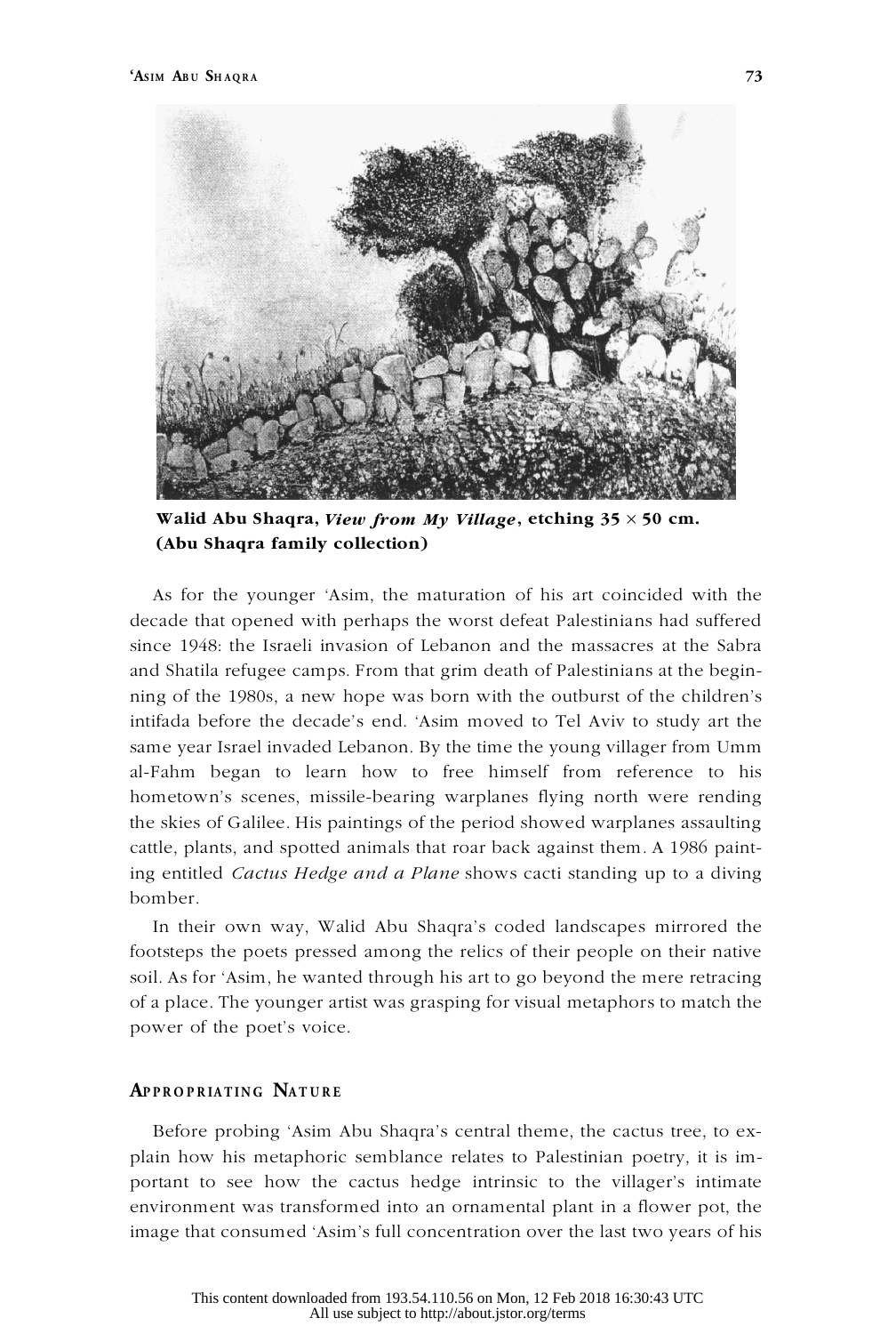**Walid Abu Shaqra, *View from My Village*, etching 35 × 50 cm. (Abu Shaqra family collection)**

As for the younger 'Asim, the maturation of his art coincided with the decade that opened with perhaps the worst defeat Palestinians had suffered since 1948: the Israeli invasion of Lebanon and the massacres at the Sabra and Shatila refugee camps. From that grim death of Palestinians at the beginning of the 1980s, a new hope was born with the outburst of the children's intifada before the decade's end. 'Asim moved to Tel Aviv to study art the same year Israel invaded Lebanon. By the time the young villager from Umm al-Fahm began to learn how to free himself from reference to his hometown's scenes, missile-bearing warplanes flying north were rending the skies of Galilee. His paintings of the period showed warplanes assaulting cattle, plants, and spotted animals that roar back against them. A 1986 painting entitled *Cactus Hedge and a Plane* shows cacti standing up to a diving bomber.

In their own way, Walid Abu Shaqra's coded landscapes mirrored the footsteps the poets pressed among the relics of their people on their native soil. As for 'Asim, he wanted through his art to go beyond the mere retracing of a place. The younger artist was grasping for visual metaphors to match the power of the poet's voice.

## Appropriating Nature

Before probing 'Asim Abu Shaqra's central theme, the cactus tree, to explain how his metaphoric semblance relates to Palestinian poetry, it is important to see how the cactus hedge intrinsic to the villager's intimate environment was transformed into an ornamental plant in a flower pot, the image that consumed 'Asim's full concentration over the last two years of his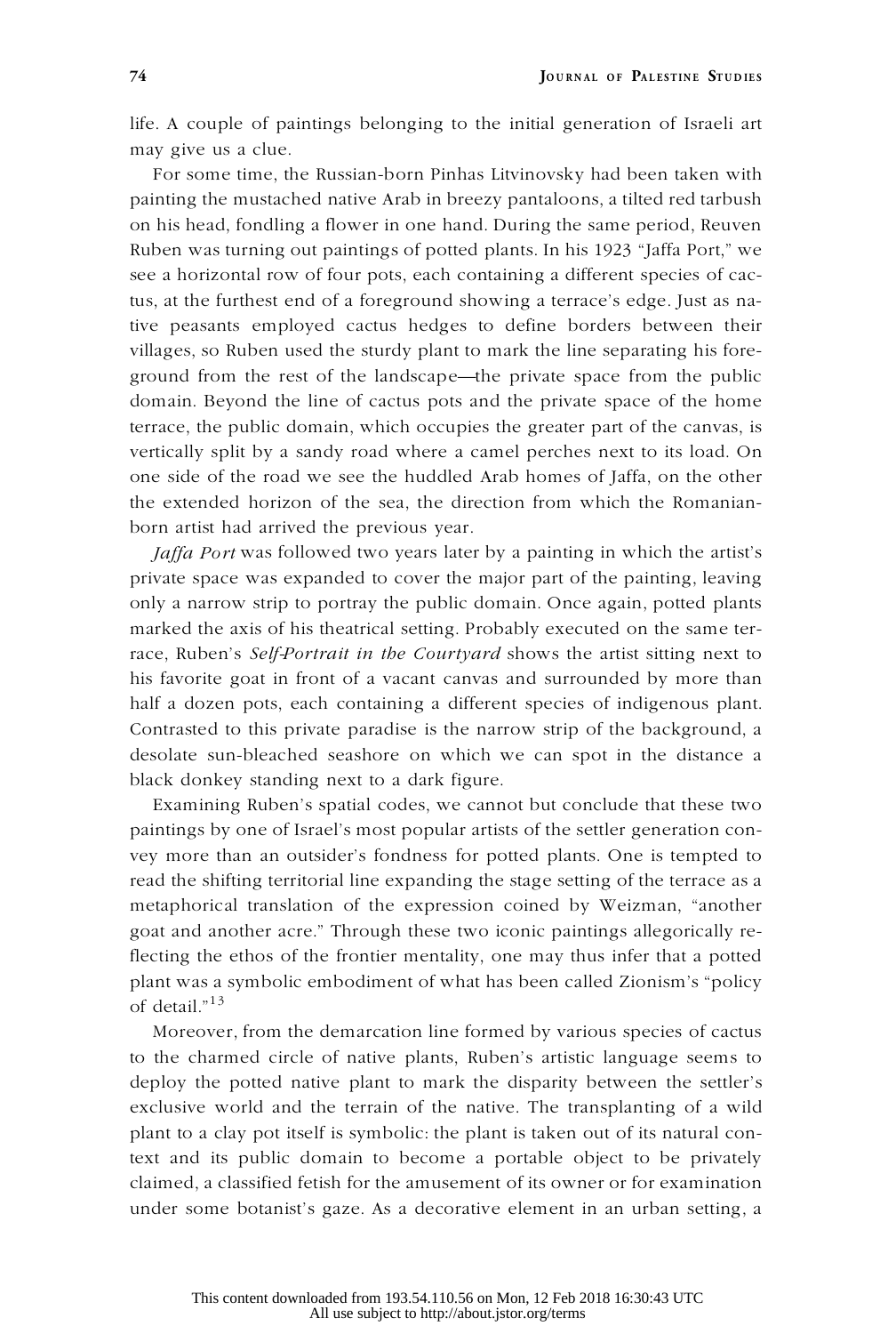life. A couple of paintings belonging to the initial generation of Israeli art may give us a clue.

For some time, the Russian-born Pinhas Litvinovsky had been taken with painting the mustached native Arab in breezy pantaloons, a tilted red tarbush on his head, fondling a flower in one hand. During the same period, Reuven Ruben was turning out paintings of potted plants. In his 1923 "Jaffa Port," we see a horizontal row of four pots, each containing a different species of cactus, at the furthest end of a foreground showing a terrace's edge. Just as native peasants employed cactus hedges to define borders between their villages, so Ruben used the sturdy plant to mark the line separating his foreground from the rest of the landscape—the private space from the public domain. Beyond the line of cactus pots and the private space of the home terrace, the public domain, which occupies the greater part of the canvas, is vertically split by a sandy road where a camel perches next to its load. On one side of the road we see the huddled Arab homes of Jaffa, on the other the extended horizon of the sea, the direction from which the Romanian-born artist had arrived the previous year.

*Jaffa Port* was followed two years later by a painting in which the artist's private space was expanded to cover the major part of the painting, leaving only a narrow strip to portray the public domain. Once again, potted plants marked the axis of his theatrical setting. Probably executed on the same terrace, Ruben's *Self-Portrait in the Courtyard* shows the artist sitting next to his favorite goat in front of a vacant canvas and surrounded by more than half a dozen pots, each containing a different species of indigenous plant. Contrasted to this private paradise is the narrow strip of the background, a desolate sun-bleached seashore on which we can spot in the distance a black donkey standing next to a dark figure.

Examining Ruben's spatial codes, we cannot but conclude that these two paintings by one of Israel's most popular artists of the settler generation convey more than an outsider's fondness for potted plants. One is tempted to read the shifting territorial line expanding the stage setting of the terrace as a metaphorical translation of the expression coined by Weizman, "another goat and another acre." Through these two iconic paintings allegorically reflecting the ethos of the frontier mentality, one may thus infer that a potted plant was a symbolic embodiment of what has been called Zionism's "policy of detail."[13]

Moreover, from the demarcation line formed by various species of cactus to the charmed circle of native plants, Ruben's artistic language seems to deploy the potted native plant to mark the disparity between the settler's exclusive world and the terrain of the native. The transplanting of a wild plant to a clay pot itself is symbolic: the plant is taken out of its natural context and its public domain to become a portable object to be privately claimed, a classified fetish for the amusement of its owner or for examination under some botanist's gaze. As a decorative element in an urban setting, a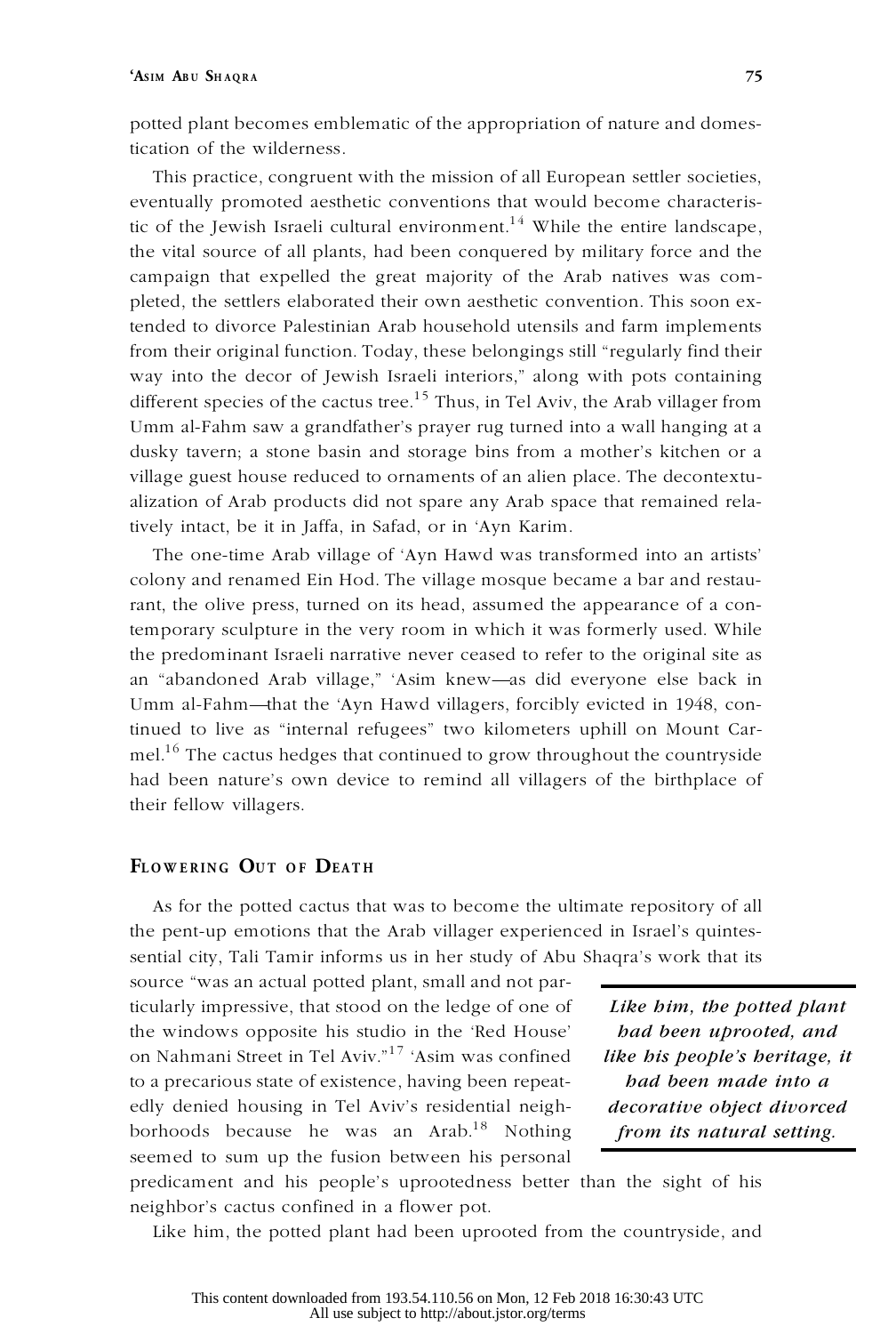potted plant becomes emblematic of the appropriation of nature and domestication of the wilderness.

This practice, congruent with the mission of all European settler societies, eventually promoted aesthetic conventions that would become characteristic of the Jewish Israeli cultural environment.[14] While the entire landscape, the vital source of all plants, had been conquered by military force and the campaign that expelled the great majority of the Arab natives was completed, the settlers elaborated their own aesthetic convention. This soon extended to divorce Palestinian Arab household utensils and farm implements from their original function. Today, these belongings still "regularly find their way into the decor of Jewish Israeli interiors," along with pots containing different species of the cactus tree.[15] Thus, in Tel Aviv, the Arab villager from Umm al-Fahm saw a grandfather's prayer rug turned into a wall hanging at a dusky tavern; a stone basin and storage bins from a mother's kitchen or a village guest house reduced to ornaments of an alien place. The decontextualization of Arab products did not spare any Arab space that remained relatively intact, be it in Jaffa, in Safad, or in 'Ayn Karim.

The one-time Arab village of 'Ayn Hawd was transformed into an artists' colony and renamed Ein Hod. The village mosque became a bar and restaurant, the olive press, turned on its head, assumed the appearance of a contemporary sculpture in the very room in which it was formerly used. While the predominant Israeli narrative never ceased to refer to the original site as an "abandoned Arab village," 'Asim knew—as did everyone else back in Umm al-Fahm—that the 'Ayn Hawd villagers, forcibly evicted in 1948, continued to live as "internal refugees" two kilometers uphill on Mount Carmel.[16] The cactus hedges that continued to grow throughout the countryside had been nature's own device to remind all villagers of the birthplace of their fellow villagers.

## Flowering Out of Death

As for the potted cactus that was to become the ultimate repository of all the pent-up emotions that the Arab villager experienced in Israel's quintessential city, Tali Tamir informs us in her study of Abu Shaqra's work that its source "was an actual potted plant, small and not particularly impressive, that stood on the ledge of one of the windows opposite his studio in the 'Red House' on Nahmani Street in Tel Aviv."[17] 'Asim was confined to a precarious state of existence, having been repeatedly denied housing in Tel Aviv's residential neighborhoods because he was an Arab.[18] Nothing seemed to sum up the fusion between his personal predicament and his people's uprootedness better than the sight of his neighbor's cactus confined in a flower pot.

> ***Like him, the potted plant had been uprooted, and like his people's heritage, it had been made into a decorative object divorced from its natural setting.***

Like him, the potted plant had been uprooted from the countryside, and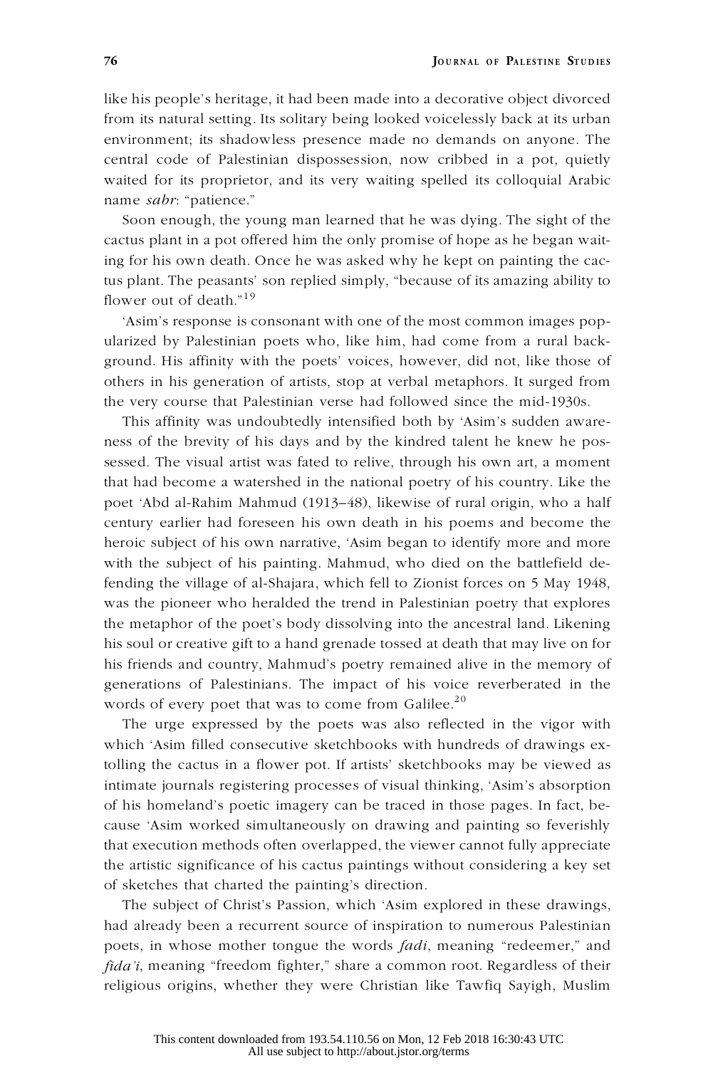like his people's heritage, it had been made into a decorative object divorced from its natural setting. Its solitary being looked voicelessly back at its urban environment; its shadowless presence made no demands on anyone. The central code of Palestinian dispossession, now cribbed in a pot, quietly waited for its proprietor, and its very waiting spelled its colloquial Arabic name *sabr*: "patience."

Soon enough, the young man learned that he was dying. The sight of the cactus plant in a pot offered him the only promise of hope as he began waiting for his own death. Once he was asked why he kept on painting the cactus plant. The peasants' son replied simply, "because of its amazing ability to flower out of death."[19]

'Asim's response is consonant with one of the most common images popularized by Palestinian poets who, like him, had come from a rural background. His affinity with the poets' voices, however, did not, like those of others in his generation of artists, stop at verbal metaphors. It surged from the very course that Palestinian verse had followed since the mid-1930s.

This affinity was undoubtedly intensified both by 'Asim's sudden awareness of the brevity of his days and by the kindred talent he knew he possessed. The visual artist was fated to relive, through his own art, a moment that had become a watershed in the national poetry of his country. Like the poet 'Abd al-Rahim Mahmud (1913–48), likewise of rural origin, who a half century earlier had foreseen his own death in his poems and become the heroic subject of his own narrative, 'Asim began to identify more and more with the subject of his painting. Mahmud, who died on the battlefield defending the village of al-Shajara, which fell to Zionist forces on 5 May 1948, was the pioneer who heralded the trend in Palestinian poetry that explores the metaphor of the poet's body dissolving into the ancestral land. Likening his soul or creative gift to a hand grenade tossed at death that may live on for his friends and country, Mahmud's poetry remained alive in the memory of generations of Palestinians. The impact of his voice reverberated in the words of every poet that was to come from Galilee.[20]

The urge expressed by the poets was also reflected in the vigor with which 'Asim filled consecutive sketchbooks with hundreds of drawings extolling the cactus in a flower pot. If artists' sketchbooks may be viewed as intimate journals registering processes of visual thinking, 'Asim's absorption of his homeland's poetic imagery can be traced in those pages. In fact, because 'Asim worked simultaneously on drawing and painting so feverishly that execution methods often overlapped, the viewer cannot fully appreciate the artistic significance of his cactus paintings without considering a key set of sketches that charted the painting's direction.

The subject of Christ's Passion, which 'Asim explored in these drawings, had already been a recurrent source of inspiration to numerous Palestinian poets, in whose mother tongue the words *fadi*, meaning "redeemer," and *fida'i*, meaning "freedom fighter," share a common root. Regardless of their religious origins, whether they were Christian like Tawfiq Sayigh, Muslim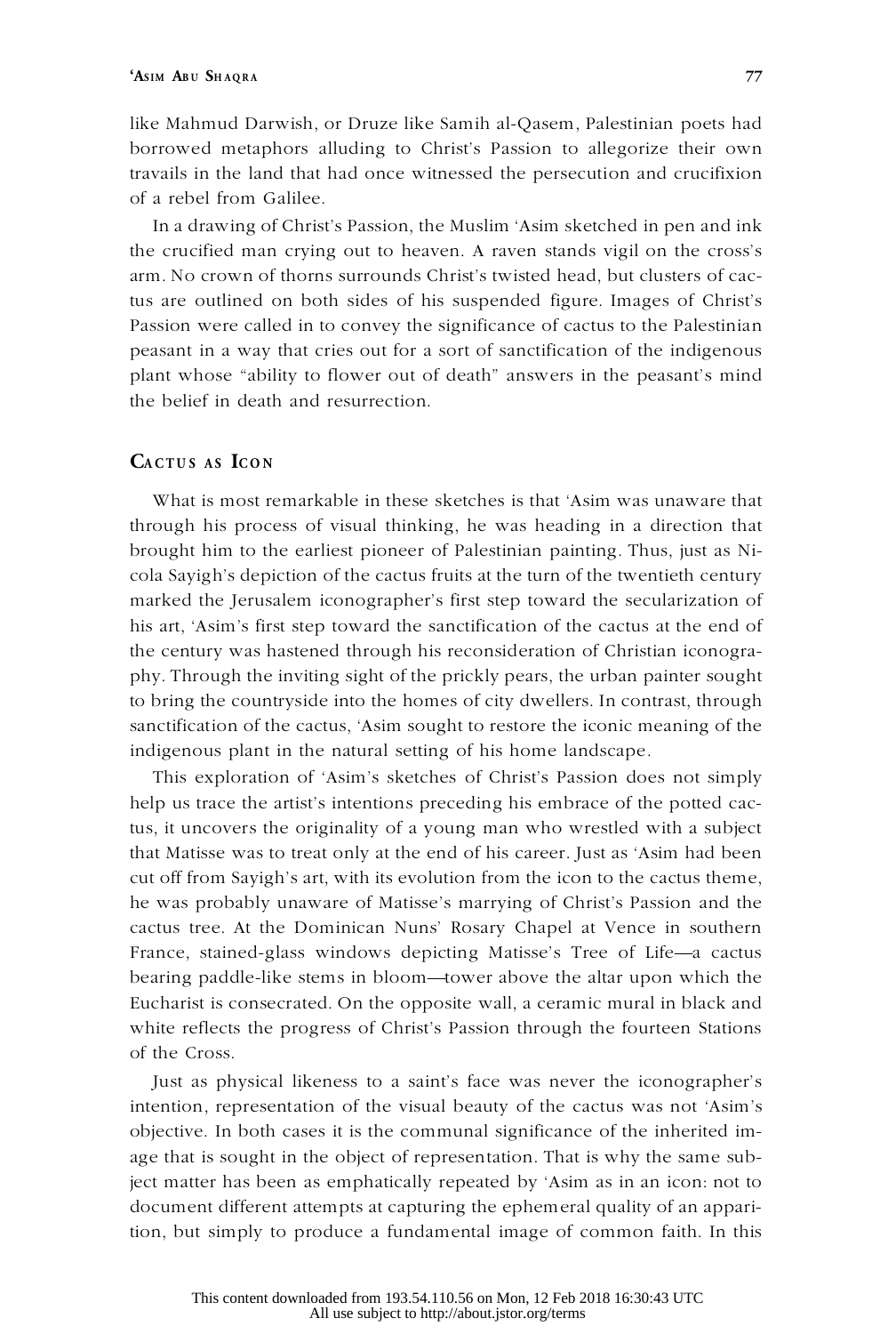like Mahmud Darwish, or Druze like Samih al-Qasem, Palestinian poets had borrowed metaphors alluding to Christ's Passion to allegorize their own travails in the land that had once witnessed the persecution and crucifixion of a rebel from Galilee.

In a drawing of Christ's Passion, the Muslim 'Asim sketched in pen and ink the crucified man crying out to heaven. A raven stands vigil on the cross's arm. No crown of thorns surrounds Christ's twisted head, but clusters of cactus are outlined on both sides of his suspended figure. Images of Christ's Passion were called in to convey the significance of cactus to the Palestinian peasant in a way that cries out for a sort of sanctification of the indigenous plant whose "ability to flower out of death" answers in the peasant's mind the belief in death and resurrection.

## Cactus as Icon

What is most remarkable in these sketches is that 'Asim was unaware that through his process of visual thinking, he was heading in a direction that brought him to the earliest pioneer of Palestinian painting. Thus, just as Nicola Sayigh's depiction of the cactus fruits at the turn of the twentieth century marked the Jerusalem iconographer's first step toward the secularization of his art, 'Asim's first step toward the sanctification of the cactus at the end of the century was hastened through his reconsideration of Christian iconography. Through the inviting sight of the prickly pears, the urban painter sought to bring the countryside into the homes of city dwellers. In contrast, through sanctification of the cactus, 'Asim sought to restore the iconic meaning of the indigenous plant in the natural setting of his home landscape.

This exploration of 'Asim's sketches of Christ's Passion does not simply help us trace the artist's intentions preceding his embrace of the potted cactus, it uncovers the originality of a young man who wrestled with a subject that Matisse was to treat only at the end of his career. Just as 'Asim had been cut off from Sayigh's art, with its evolution from the icon to the cactus theme, he was probably unaware of Matisse's marrying of Christ's Passion and the cactus tree. At the Dominican Nuns' Rosary Chapel at Vence in southern France, stained-glass windows depicting Matisse's Tree of Life—a cactus bearing paddle-like stems in bloom—tower above the altar upon which the Eucharist is consecrated. On the opposite wall, a ceramic mural in black and white reflects the progress of Christ's Passion through the fourteen Stations of the Cross.

Just as physical likeness to a saint's face was never the iconographer's intention, representation of the visual beauty of the cactus was not 'Asim's objective. In both cases it is the communal significance of the inherited image that is sought in the object of representation. That is why the same subject matter has been as emphatically repeated by 'Asim as in an icon: not to document different attempts at capturing the ephemeral quality of an apparition, but simply to produce a fundamental image of common faith. In this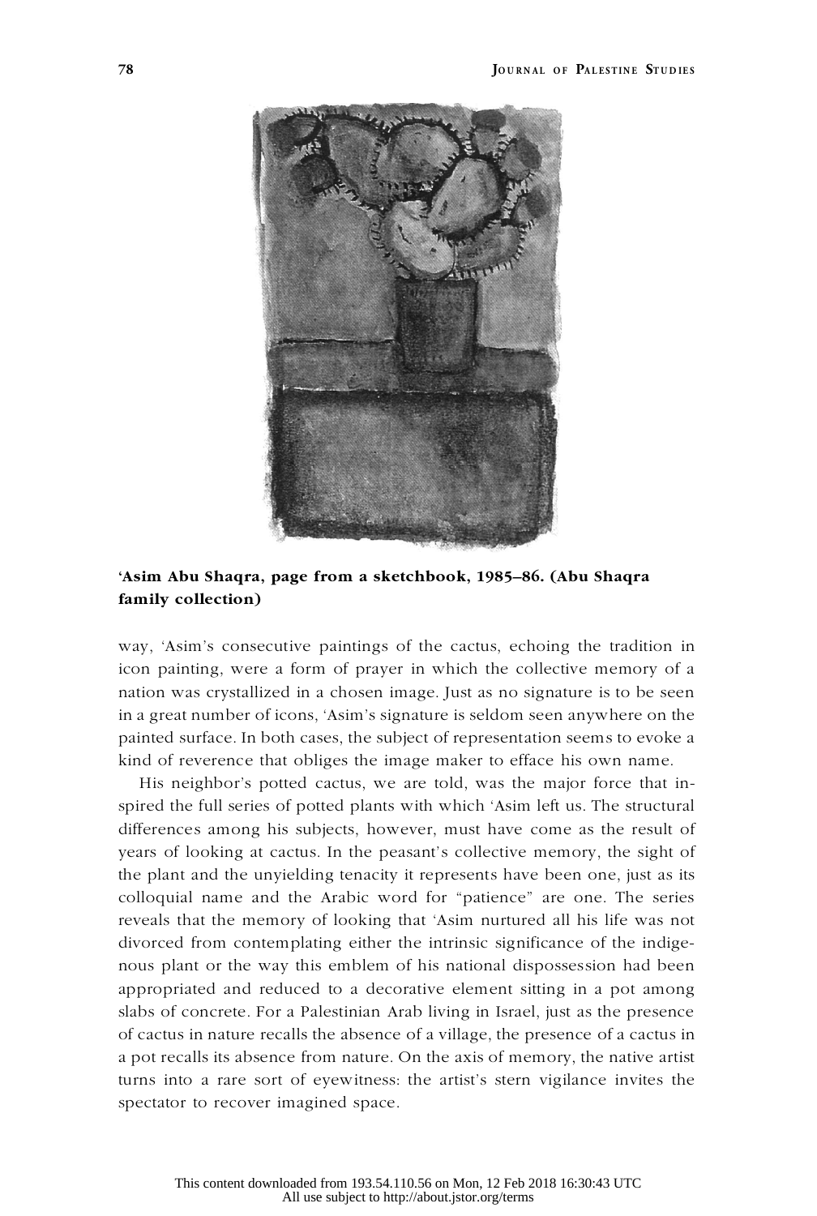**'Asim Abu Shaqra, page from a sketchbook, 1985–86. (Abu Shaqra family collection)**

way, 'Asim's consecutive paintings of the cactus, echoing the tradition in icon painting, were a form of prayer in which the collective memory of a nation was crystallized in a chosen image. Just as no signature is to be seen in a great number of icons, 'Asim's signature is seldom seen anywhere on the painted surface. In both cases, the subject of representation seems to evoke a kind of reverence that obliges the image maker to efface his own name.

His neighbor's potted cactus, we are told, was the major force that inspired the full series of potted plants with which 'Asim left us. The structural differences among his subjects, however, must have come as the result of years of looking at cactus. In the peasant's collective memory, the sight of the plant and the unyielding tenacity it represents have been one, just as its colloquial name and the Arabic word for "patience" are one. The series reveals that the memory of looking that 'Asim nurtured all his life was not divorced from contemplating either the intrinsic significance of the indigenous plant or the way this emblem of his national dispossession had been appropriated and reduced to a decorative element sitting in a pot among slabs of concrete. For a Palestinian Arab living in Israel, just as the presence of cactus in nature recalls the absence of a village, the presence of a cactus in a pot recalls its absence from nature. On the axis of memory, the native artist turns into a rare sort of eyewitness: the artist's stern vigilance invites the spectator to recover imagined space.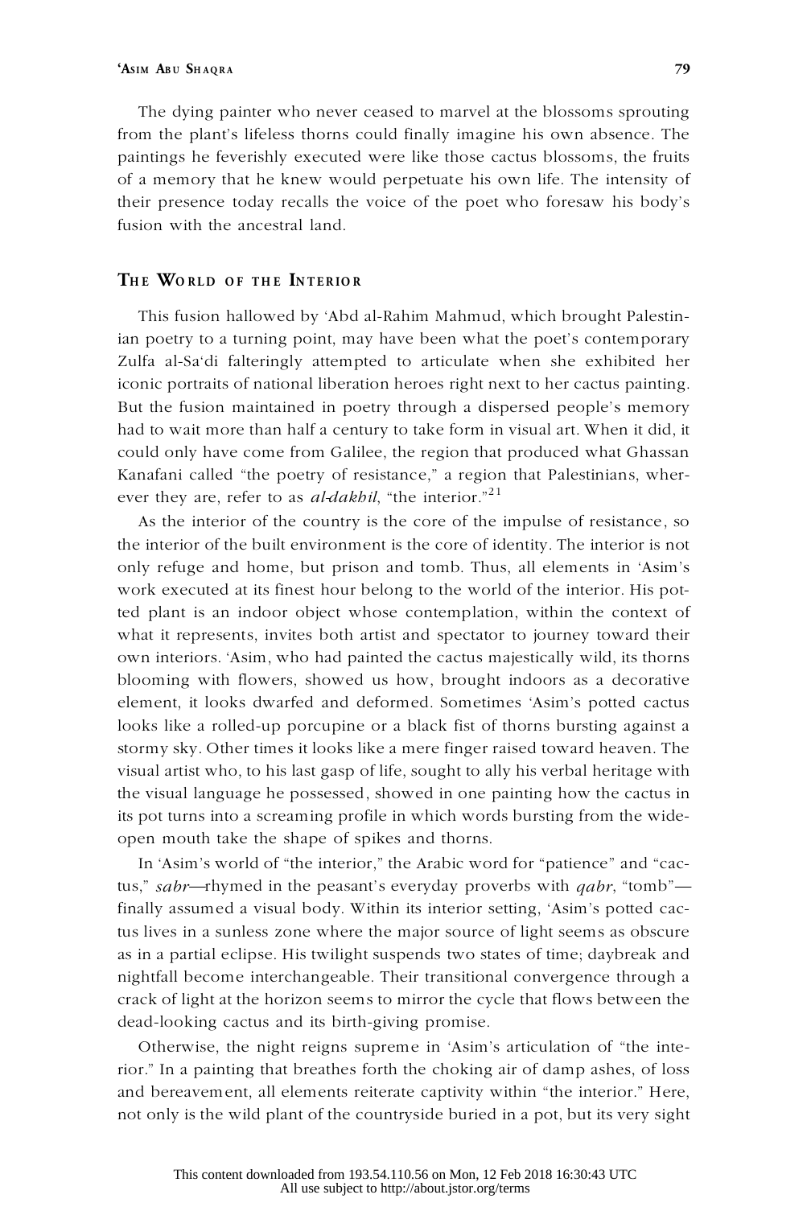The dying painter who never ceased to marvel at the blossoms sprouting from the plant's lifeless thorns could finally imagine his own absence. The paintings he feverishly executed were like those cactus blossoms, the fruits of a memory that he knew would perpetuate his own life. The intensity of their presence today recalls the voice of the poet who foresaw his body's fusion with the ancestral land.

## The World of the Interior

This fusion hallowed by 'Abd al-Rahim Mahmud, which brought Palestinian poetry to a turning point, may have been what the poet's contemporary Zulfa al-Sa'di falteringly attempted to articulate when she exhibited her iconic portraits of national liberation heroes right next to her cactus painting. But the fusion maintained in poetry through a dispersed people's memory had to wait more than half a century to take form in visual art. When it did, it could only have come from Galilee, the region that produced what Ghassan Kanafani called "the poetry of resistance," a region that Palestinians, wherever they are, refer to as *al-dakhil*, "the interior."[21]

As the interior of the country is the core of the impulse of resistance, so the interior of the built environment is the core of identity. The interior is not only refuge and home, but prison and tomb. Thus, all elements in 'Asim's work executed at its finest hour belong to the world of the interior. His potted plant is an indoor object whose contemplation, within the context of what it represents, invites both artist and spectator to journey toward their own interiors. 'Asim, who had painted the cactus majestically wild, its thorns blooming with flowers, showed us how, brought indoors as a decorative element, it looks dwarfed and deformed. Sometimes 'Asim's potted cactus looks like a rolled-up porcupine or a black fist of thorns bursting against a stormy sky. Other times it looks like a mere finger raised toward heaven. The visual artist who, to his last gasp of life, sought to ally his verbal heritage with the visual language he possessed, showed in one painting how the cactus in its pot turns into a screaming profile in which words bursting from the wide-open mouth take the shape of spikes and thorns.

In 'Asim's world of "the interior," the Arabic word for "patience" and "cactus," *sabr*—rhymed in the peasant's everyday proverbs with *qabr*, "tomb"—finally assumed a visual body. Within its interior setting, 'Asim's potted cactus lives in a sunless zone where the major source of light seems as obscure as in a partial eclipse. His twilight suspends two states of time; daybreak and nightfall become interchangeable. Their transitional convergence through a crack of light at the horizon seems to mirror the cycle that flows between the dead-looking cactus and its birth-giving promise.

Otherwise, the night reigns supreme in 'Asim's articulation of "the interior." In a painting that breathes forth the choking air of damp ashes, of loss and bereavement, all elements reiterate captivity within "the interior." Here, not only is the wild plant of the countryside buried in a pot, but its very sight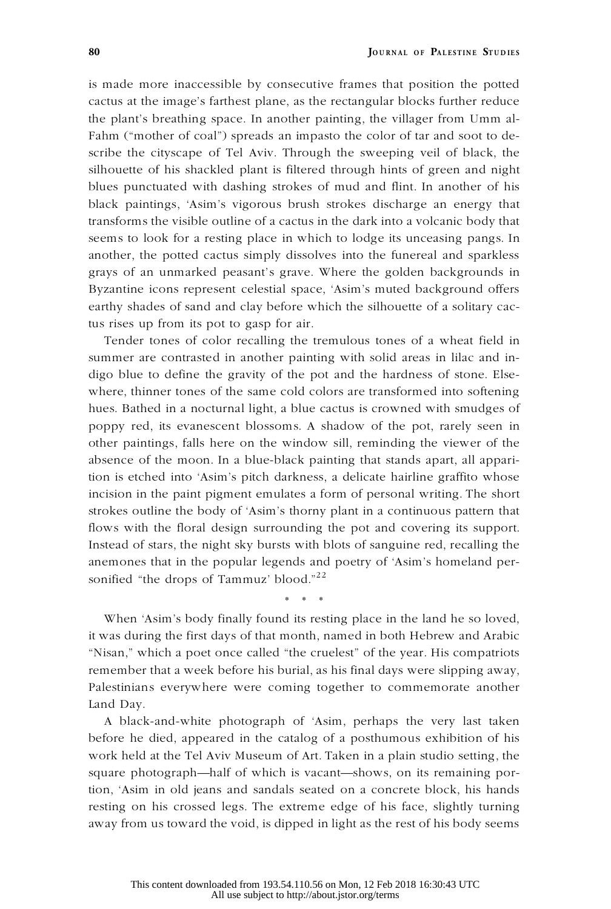is made more inaccessible by consecutive frames that position the potted cactus at the image's farthest plane, as the rectangular blocks further reduce the plant's breathing space. In another painting, the villager from Umm al-Fahm ("mother of coal") spreads an impasto the color of tar and soot to describe the cityscape of Tel Aviv. Through the sweeping veil of black, the silhouette of his shackled plant is filtered through hints of green and night blues punctuated with dashing strokes of mud and flint. In another of his black paintings, 'Asim's vigorous brush strokes discharge an energy that transforms the visible outline of a cactus in the dark into a volcanic body that seems to look for a resting place in which to lodge its unceasing pangs. In another, the potted cactus simply dissolves into the funereal and sparkless grays of an unmarked peasant's grave. Where the golden backgrounds in Byzantine icons represent celestial space, 'Asim's muted background offers earthy shades of sand and clay before which the silhouette of a solitary cactus rises up from its pot to gasp for air.

Tender tones of color recalling the tremulous tones of a wheat field in summer are contrasted in another painting with solid areas in lilac and indigo blue to define the gravity of the pot and the hardness of stone. Elsewhere, thinner tones of the same cold colors are transformed into softening hues. Bathed in a nocturnal light, a blue cactus is crowned with smudges of poppy red, its evanescent blossoms. A shadow of the pot, rarely seen in other paintings, falls here on the window sill, reminding the viewer of the absence of the moon. In a blue-black painting that stands apart, all apparition is etched into 'Asim's pitch darkness, a delicate hairline graffito whose incision in the paint pigment emulates a form of personal writing. The short strokes outline the body of 'Asim's thorny plant in a continuous pattern that flows with the floral design surrounding the pot and covering its support. Instead of stars, the night sky bursts with blots of sanguine red, recalling the anemones that in the popular legends and poetry of 'Asim's homeland personified "the drops of Tammuz' blood."[22]

\* \* \*

When 'Asim's body finally found its resting place in the land he so loved, it was during the first days of that month, named in both Hebrew and Arabic "Nisan," which a poet once called "the cruelest" of the year. His compatriots remember that a week before his burial, as his final days were slipping away, Palestinians everywhere were coming together to commemorate another Land Day.

A black-and-white photograph of 'Asim, perhaps the very last taken before he died, appeared in the catalog of a posthumous exhibition of his work held at the Tel Aviv Museum of Art. Taken in a plain studio setting, the square photograph—half of which is vacant—shows, on its remaining portion, 'Asim in old jeans and sandals seated on a concrete block, his hands resting on his crossed legs. The extreme edge of his face, slightly turning away from us toward the void, is dipped in light as the rest of his body seems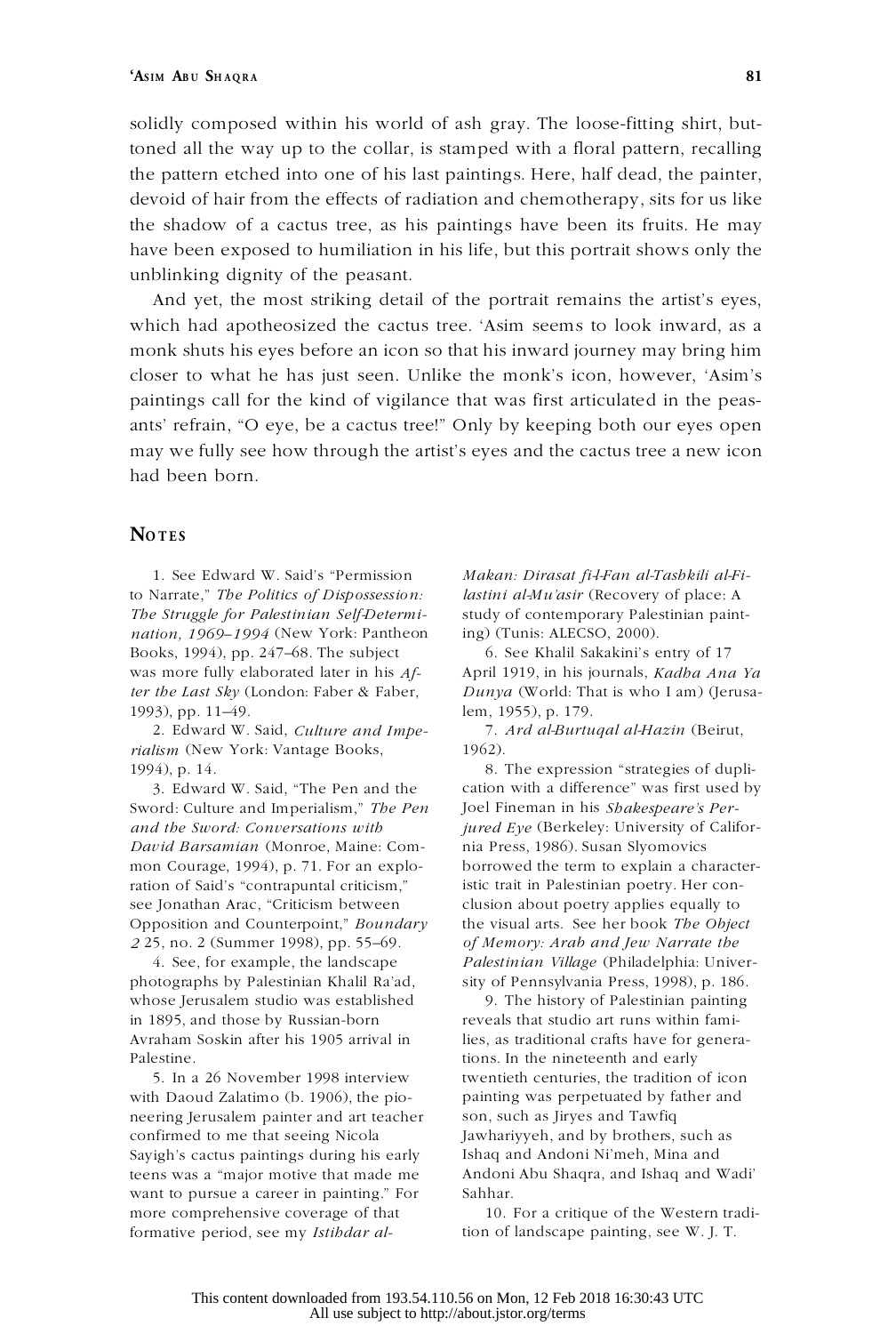solidly composed within his world of ash gray. The loose-fitting shirt, buttoned all the way up to the collar, is stamped with a floral pattern, recalling the pattern etched into one of his last paintings. Here, half dead, the painter, devoid of hair from the effects of radiation and chemotherapy, sits for us like the shadow of a cactus tree, as his paintings have been its fruits. He may have been exposed to humiliation in his life, but this portrait shows only the unblinking dignity of the peasant.

And yet, the most striking detail of the portrait remains the artist's eyes, which had apotheosized the cactus tree. 'Asim seems to look inward, as a monk shuts his eyes before an icon so that his inward journey may bring him closer to what he has just seen. Unlike the monk's icon, however, 'Asim's paintings call for the kind of vigilance that was first articulated in the peasants' refrain, "O eye, be a cactus tree!" Only by keeping both our eyes open may we fully see how through the artist's eyes and the cactus tree a new icon had been born.

## Notes

1. See Edward W. Said's "Permission to Narrate," *The Politics of Dispossession: The Struggle for Palestinian Self-Determination, 1969–1994* (New York: Pantheon Books, 1994), pp. 247–68. The subject was more fully elaborated later in his *After the Last Sky* (London: Faber & Faber, 1993), pp. 11–49.

2. Edward W. Said, *Culture and Imperialism* (New York: Vantage Books, 1994), p. 14.

3. Edward W. Said, "The Pen and the Sword: Culture and Imperialism," *The Pen and the Sword: Conversations with David Barsamian* (Monroe, Maine: Common Courage, 1994), p. 71. For an exploration of Said's "contrapuntal criticism," see Jonathan Arac, "Criticism between Opposition and Counterpoint," *Boundary 2* 25, no. 2 (Summer 1998), pp. 55–69.

4. See, for example, the landscape photographs by Palestinian Khalil Ra'ad, whose Jerusalem studio was established in 1895, and those by Russian-born Avraham Soskin after his 1905 arrival in Palestine.

5. In a 26 November 1998 interview with Daoud Zalatimo (b. 1906), the pioneering Jerusalem painter and art teacher confirmed to me that seeing Nicola Sayigh's cactus paintings during his early teens was a "major motive that made me want to pursue a career in painting." For more comprehensive coverage of that formative period, see my *Istihdar al-Makan: Dirasat fi-l-Fan al-Tashkili al-Filastini al-Mu'asir* (Recovery of place: A study of contemporary Palestinian painting) (Tunis: ALECSO, 2000).

6. See Khalil Sakakini's entry of 17 April 1919, in his journals, *Kadha Ana Ya Dunya* (World: That is who I am) (Jerusalem, 1955), p. 179.

7. *Ard al-Burtuqal al-Hazin* (Beirut, 1962).

8. The expression "strategies of duplication with a difference" was first used by Joel Fineman in his *Shakespeare's Perjured Eye* (Berkeley: University of California Press, 1986). Susan Slyomovics borrowed the term to explain a characteristic trait in Palestinian poetry. Her conclusion about poetry applies equally to the visual arts. See her book *The Object of Memory: Arab and Jew Narrate the Palestinian Village* (Philadelphia: University of Pennsylvania Press, 1998), p. 186.

9. The history of Palestinian painting reveals that studio art runs within families, as traditional crafts have for generations. In the nineteenth and early twentieth centuries, the tradition of icon painting was perpetuated by father and son, such as Jiryes and Tawfiq Jawhariyyeh, and by brothers, such as Ishaq and Andoni Ni'meh, Mina and Andoni Abu Shaqra, and Ishaq and Wadi' Sahhar.

10. For a critique of the Western tradition of landscape painting, see W. J. T.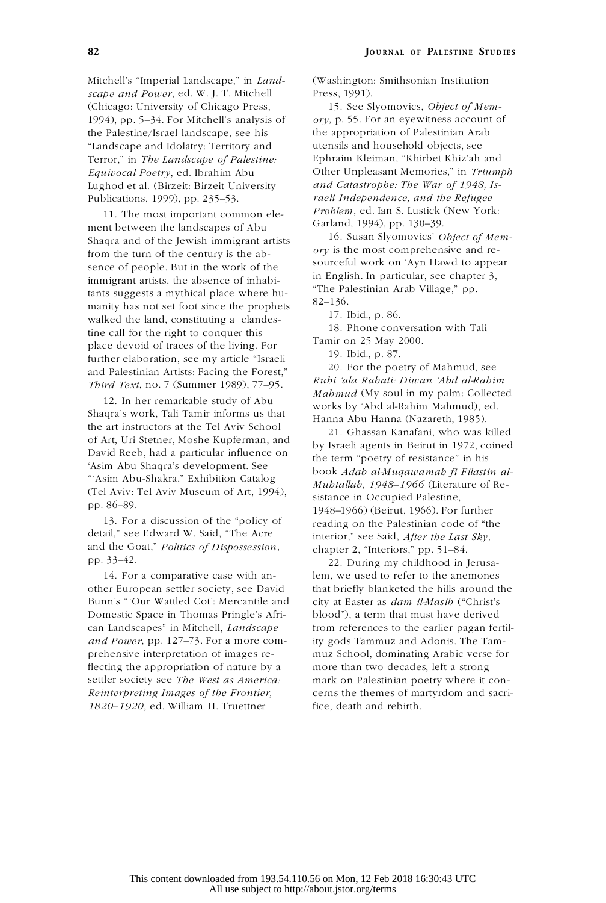Mitchell's "Imperial Landscape," in *Landscape and Power*, ed. W. J. T. Mitchell (Chicago: University of Chicago Press, 1994), pp. 5–34. For Mitchell's analysis of the Palestine/Israel landscape, see his "Landscape and Idolatry: Territory and Terror," in *The Landscape of Palestine: Equivocal Poetry*, ed. Ibrahim Abu Lughod et al. (Birzeit: Birzeit University Publications, 1999), pp. 235–53.

11. The most important common element between the landscapes of Abu Shaqra and of the Jewish immigrant artists from the turn of the century is the absence of people. But in the work of the immigrant artists, the absence of inhabitants suggests a mythical place where humanity has not set foot since the prophets walked the land, constituting a clandestine call for the right to conquer this place devoid of traces of the living. For further elaboration, see my article "Israeli and Palestinian Artists: Facing the Forest," *Third Text*, no. 7 (Summer 1989), 77–95.

12. In her remarkable study of Abu Shaqra's work, Tali Tamir informs us that the art instructors at the Tel Aviv School of Art, Uri Stetner, Moshe Kupferman, and David Reeb, had a particular influence on 'Asim Abu Shaqra's development. See "'Asim Abu-Shakra," Exhibition Catalog (Tel Aviv: Tel Aviv Museum of Art, 1994), pp. 86–89.

13. For a discussion of the "policy of detail," see Edward W. Said, "The Acre and the Goat," *Politics of Dispossession*, pp. 33–42.

14. For a comparative case with another European settler society, see David Bunn's "'Our Wattled Cot': Mercantile and Domestic Space in Thomas Pringle's African Landscapes" in Mitchell, *Landscape and Power*, pp. 127–73. For a more comprehensive interpretation of images reflecting the appropriation of nature by a settler society see *The West as America: Reinterpreting Images of the Frontier, 1820–1920*, ed. William H. Truettner (Washington: Smithsonian Institution Press, 1991).

15. See Slyomovics, *Object of Memory*, p. 55. For an eyewitness account of the appropriation of Palestinian Arab utensils and household objects, see Ephraim Kleiman, "Khirbet Khiz'ah and Other Unpleasant Memories," in *Triumph and Catastrophe: The War of 1948, Israeli Independence, and the Refugee Problem*, ed. Ian S. Lustick (New York: Garland, 1994), pp. 130–39.

16. Susan Slyomovics' *Object of Memory* is the most comprehensive and resourceful work on 'Ayn Hawd to appear in English. In particular, see chapter 3, "The Palestinian Arab Village," pp. 82–136.

17. Ibid., p. 86.

18. Phone conversation with Tali Tamir on 25 May 2000.

19. Ibid., p. 87.

20. For the poetry of Mahmud, see *Ruhi 'ala Rahati: Diwan 'Abd al-Rahim Mahmud* (My soul in my palm: Collected works by 'Abd al-Rahim Mahmud), ed. Hanna Abu Hanna (Nazareth, 1985).

21. Ghassan Kanafani, who was killed by Israeli agents in Beirut in 1972, coined the term "poetry of resistance" in his book *Adab al-Muqawamah fi Filastin al-Muhtallah, 1948–1966* (Literature of Resistance in Occupied Palestine, 1948–1966) (Beirut, 1966). For further reading on the Palestinian code of "the interior," see Said, *After the Last Sky*, chapter 2, "Interiors," pp. 51–84.

22. During my childhood in Jerusalem, we used to refer to the anemones that briefly blanketed the hills around the city at Easter as *dam il-Masih* ("Christ's blood"), a term that must have derived from references to the earlier pagan fertility gods Tammuz and Adonis. The Tammuz School, dominating Arabic verse for more than two decades, left a strong mark on Palestinian poetry where it concerns the themes of martyrdom and sacrifice, death and rebirth.